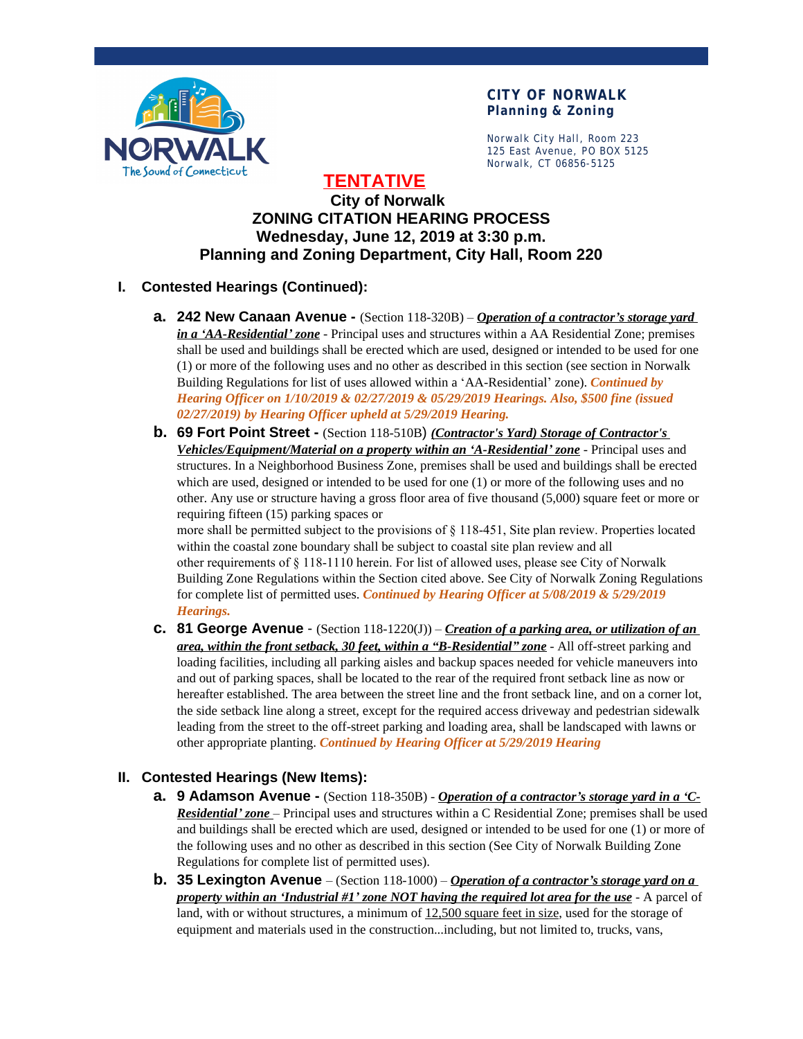**CITY OF NORWALK**
**Planning & Zoning**

Norwalk City Hall, Room 223
125 East Avenue, PO BOX 5125
Norwalk, CT 06856-5125

# TENTATIVE

## City of Norwalk
## ZONING CITATION HEARING PROCESS
## Wednesday, June 12, 2019 at 3:30 p.m.
## Planning and Zoning Department, City Hall, Room 220

### I. Contested Hearings (Continued):

**a. 242 New Canaan Avenue -** (Section 118-320B) – ***Operation of a contractor's storage yard in a 'AA-Residential' zone*** - Principal uses and structures within a AA Residential Zone; premises shall be used and buildings shall be erected which are used, designed or intended to be used for one (1) or more of the following uses and no other as described in this section (see section in Norwalk Building Regulations for list of uses allowed within a 'AA-Residential' zone). ***Continued by Hearing Officer on 1/10/2019 & 02/27/2019 & 05/29/2019 Hearings. Also, $500 fine (issued 02/27/2019) by Hearing Officer upheld at 5/29/2019 Hearing.***

**b. 69 Fort Point Street -** (Section 118-510B) ***(Contractor's Yard) Storage of Contractor's Vehicles/Equipment/Material on a property within an 'A-Residential' zone*** - Principal uses and structures. In a Neighborhood Business Zone, premises shall be used and buildings shall be erected which are used, designed or intended to be used for one (1) or more of the following uses and no other. Any use or structure having a gross floor area of five thousand (5,000) square feet or more or requiring fifteen (15) parking spaces or
more shall be permitted subject to the provisions of § 118-451, Site plan review. Properties located within the coastal zone boundary shall be subject to coastal site plan review and all
other requirements of § 118-1110 herein. For list of allowed uses, please see City of Norwalk Building Zone Regulations within the Section cited above. See City of Norwalk Zoning Regulations for complete list of permitted uses. ***Continued by Hearing Officer at 5/08/2019 & 5/29/2019 Hearings.***

**c. 81 George Avenue** - (Section 118-1220(J)) – ***Creation of a parking area, or utilization of an area, within the front setback, 30 feet, within a "B-Residential" zone*** - All off-street parking and loading facilities, including all parking aisles and backup spaces needed for vehicle maneuvers into and out of parking spaces, shall be located to the rear of the required front setback line as now or hereafter established. The area between the street line and the front setback line, and on a corner lot, the side setback line along a street, except for the required access driveway and pedestrian sidewalk leading from the street to the off-street parking and loading area, shall be landscaped with lawns or other appropriate planting. ***Continued by Hearing Officer at 5/29/2019 Hearing***

### II. Contested Hearings (New Items):

**a. 9 Adamson Avenue -** (Section 118-350B) - ***Operation of a contractor's storage yard in a 'C-Residential' zone*** – Principal uses and structures within a C Residential Zone; premises shall be used and buildings shall be erected which are used, designed or intended to be used for one (1) or more of the following uses and no other as described in this section (See City of Norwalk Building Zone Regulations for complete list of permitted uses).

**b. 35 Lexington Avenue** – (Section 118-1000) – ***Operation of a contractor's storage yard on a property within an 'Industrial #1' zone NOT having the required lot area for the use*** - A parcel of land, with or without structures, a minimum of 12,500 square feet in size, used for the storage of equipment and materials used in the construction...including, but not limited to, trucks, vans,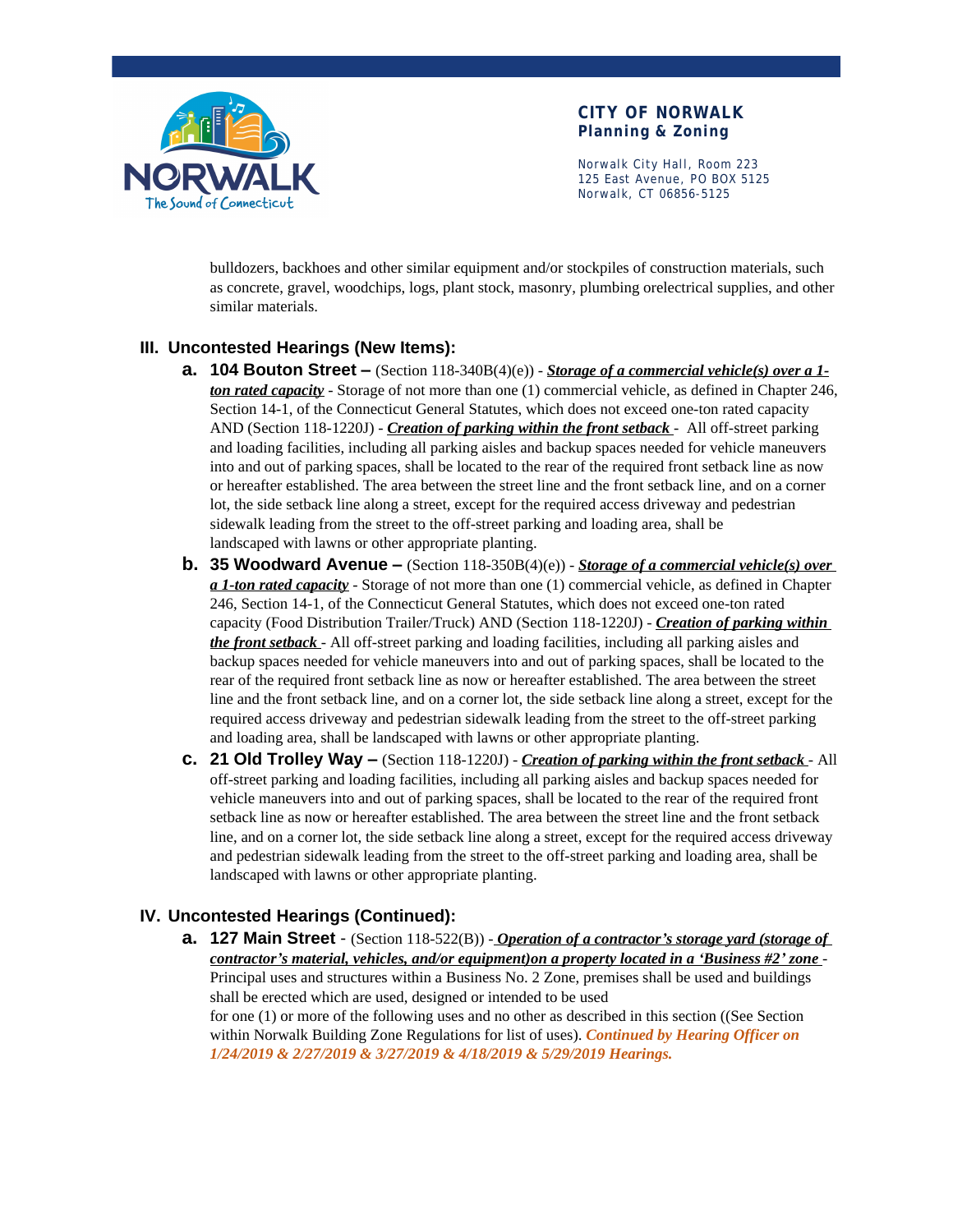bulldozers, backhoes and other similar equipment and/or stockpiles of construction materials, such as concrete, gravel, woodchips, logs, plant stock, masonry, plumbing orelectrical supplies, and other similar materials.

## III. Uncontested Hearings (New Items):

**a. 104 Bouton Street –** (Section 118-340B(4)(e)) - ***Storage of a commercial vehicle(s) over a 1-ton rated capacity*** - Storage of not more than one (1) commercial vehicle, as defined in Chapter 246, Section 14-1, of the Connecticut General Statutes, which does not exceed one-ton rated capacity AND (Section 118-1220J) - ***Creation of parking within the front setback*** - All off-street parking and loading facilities, including all parking aisles and backup spaces needed for vehicle maneuvers into and out of parking spaces, shall be located to the rear of the required front setback line as now or hereafter established. The area between the street line and the front setback line, and on a corner lot, the side setback line along a street, except for the required access driveway and pedestrian sidewalk leading from the street to the off-street parking and loading area, shall be landscaped with lawns or other appropriate planting.

**b. 35 Woodward Avenue –** (Section 118-350B(4)(e)) - ***Storage of a commercial vehicle(s) over a 1-ton rated capacity*** - Storage of not more than one (1) commercial vehicle, as defined in Chapter 246, Section 14-1, of the Connecticut General Statutes, which does not exceed one-ton rated capacity (Food Distribution Trailer/Truck) AND (Section 118-1220J) - ***Creation of parking within the front setback*** - All off-street parking and loading facilities, including all parking aisles and backup spaces needed for vehicle maneuvers into and out of parking spaces, shall be located to the rear of the required front setback line as now or hereafter established. The area between the street line and the front setback line, and on a corner lot, the side setback line along a street, except for the required access driveway and pedestrian sidewalk leading from the street to the off-street parking and loading area, shall be landscaped with lawns or other appropriate planting.

**c. 21 Old Trolley Way –** (Section 118-1220J) - ***Creation of parking within the front setback*** - All off-street parking and loading facilities, including all parking aisles and backup spaces needed for vehicle maneuvers into and out of parking spaces, shall be located to the rear of the required front setback line as now or hereafter established. The area between the street line and the front setback line, and on a corner lot, the side setback line along a street, except for the required access driveway and pedestrian sidewalk leading from the street to the off-street parking and loading area, shall be landscaped with lawns or other appropriate planting.

## IV. Uncontested Hearings (Continued):

**a. 127 Main Street** - (Section 118-522(B)) - ***Operation of a contractor's storage yard (storage of contractor's material, vehicles, and/or equipment)on a property located in a 'Business #2' zone*** - Principal uses and structures within a Business No. 2 Zone, premises shall be used and buildings shall be erected which are used, designed or intended to be used for one (1) or more of the following uses and no other as described in this section ((See Section within Norwalk Building Zone Regulations for list of uses). ***Continued by Hearing Officer on 1/24/2019 & 2/27/2019 & 3/27/2019 & 4/18/2019 & 5/29/2019 Hearings.***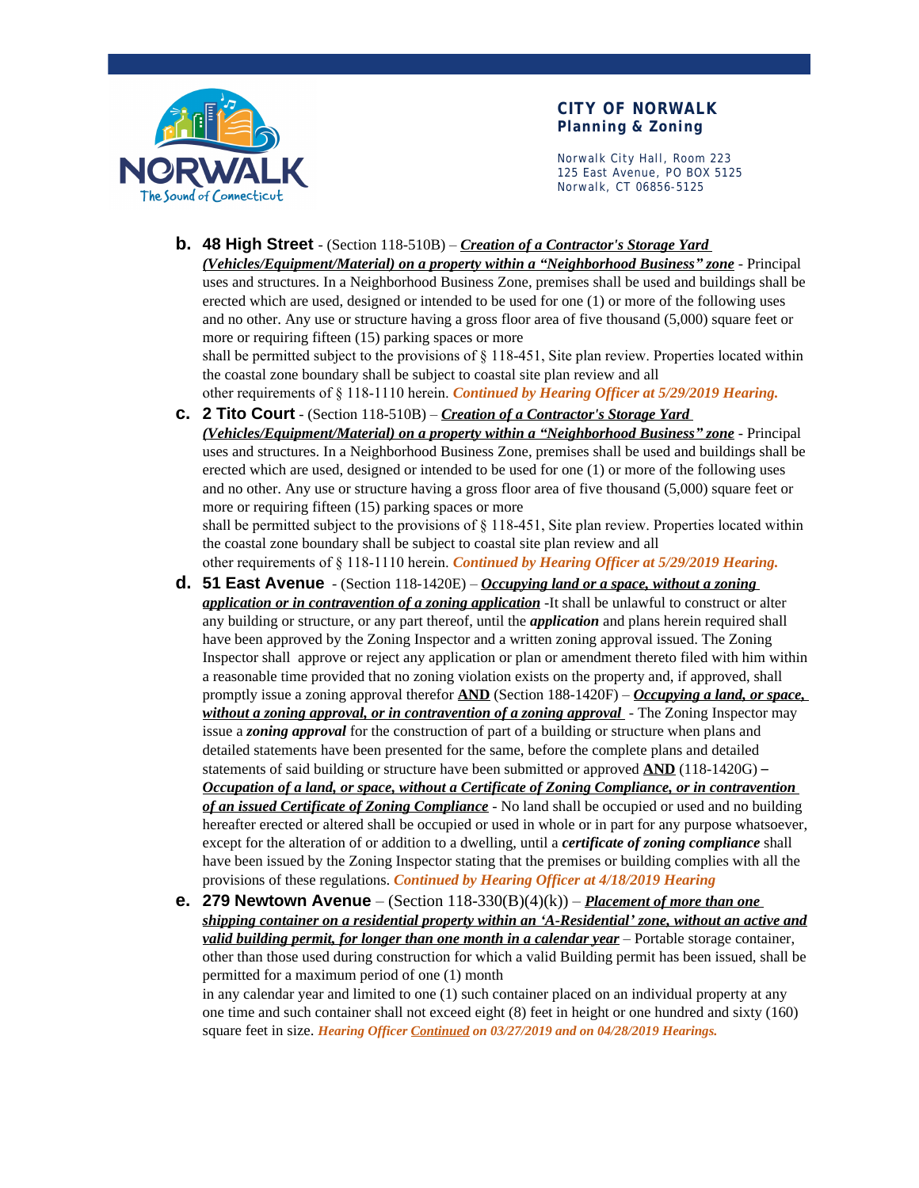**b.** **48 High Street** - (Section 118-510B) – ***Creation of a Contractor's Storage Yard (Vehicles/Equipment/Material) on a property within a "Neighborhood Business" zone*** - Principal uses and structures. In a Neighborhood Business Zone, premises shall be used and buildings shall be erected which are used, designed or intended to be used for one (1) or more of the following uses and no other. Any use or structure having a gross floor area of five thousand (5,000) square feet or more or requiring fifteen (15) parking spaces or more shall be permitted subject to the provisions of § 118-451, Site plan review. Properties located within the coastal zone boundary shall be subject to coastal site plan review and all other requirements of § 118-1110 herein. ***Continued by Hearing Officer at 5/29/2019 Hearing.***

**c.** **2 Tito Court** - (Section 118-510B) – ***Creation of a Contractor's Storage Yard (Vehicles/Equipment/Material) on a property within a "Neighborhood Business" zone*** - Principal uses and structures. In a Neighborhood Business Zone, premises shall be used and buildings shall be erected which are used, designed or intended to be used for one (1) or more of the following uses and no other. Any use or structure having a gross floor area of five thousand (5,000) square feet or more or requiring fifteen (15) parking spaces or more shall be permitted subject to the provisions of § 118-451, Site plan review. Properties located within the coastal zone boundary shall be subject to coastal site plan review and all other requirements of § 118-1110 herein. ***Continued by Hearing Officer at 5/29/2019 Hearing.***

**d.** **51 East Avenue** - (Section 118-1420E) – ***Occupying land or a space, without a zoning application or in contravention of a zoning application*** -It shall be unlawful to construct or alter any building or structure, or any part thereof, until the ***application*** and plans herein required shall have been approved by the Zoning Inspector and a written zoning approval issued. The Zoning Inspector shall approve or reject any application or plan or amendment thereto filed with him within a reasonable time provided that no zoning violation exists on the property and, if approved, shall promptly issue a zoning approval therefor **AND** (Section 188-1420F) – ***Occupying a land, or space, without a zoning approval, or in contravention of a zoning approval*** - The Zoning Inspector may issue a ***zoning approval*** for the construction of part of a building or structure when plans and detailed statements have been presented for the same, before the complete plans and detailed statements of said building or structure have been submitted or approved **AND** (118-1420G) – ***Occupation of a land, or space, without a Certificate of Zoning Compliance, or in contravention of an issued Certificate of Zoning Compliance*** - No land shall be occupied or used and no building hereafter erected or altered shall be occupied or used in whole or in part for any purpose whatsoever, except for the alteration of or addition to a dwelling, until a ***certificate of zoning compliance*** shall have been issued by the Zoning Inspector stating that the premises or building complies with all the provisions of these regulations. ***Continued by Hearing Officer at 4/18/2019 Hearing***

**e.** **279 Newtown Avenue** – (Section 118-330(B)(4)(k)) – ***Placement of more than one shipping container on a residential property within an 'A-Residential' zone, without an active and valid building permit, for longer than one month in a calendar year*** – Portable storage container, other than those used during construction for which a valid Building permit has been issued, shall be permitted for a maximum period of one (1) month in any calendar year and limited to one (1) such container placed on an individual property at any one time and such container shall not exceed eight (8) feet in height or one hundred and sixty (160) square feet in size. ***Hearing Officer Continued on 03/27/2019 and on 04/28/2019 Hearings.***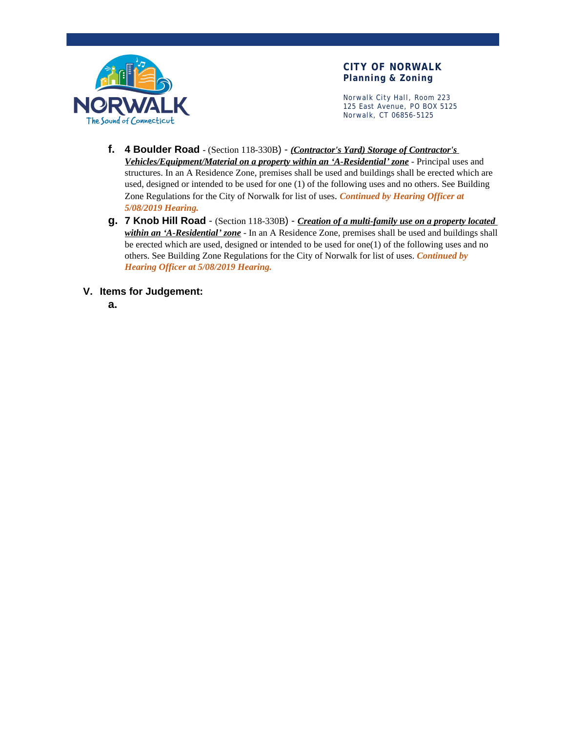f. **4 Boulder Road** - (Section 118-330B) - ***(Contractor's Yard) Storage of Contractor's Vehicles/Equipment/Material on a property within an 'A-Residential' zone*** - Principal uses and structures. In an A Residence Zone, premises shall be used and buildings shall be erected which are used, designed or intended to be used for one (1) of the following uses and no others. See Building Zone Regulations for the City of Norwalk for list of uses. ***Continued by Hearing Officer at 5/08/2019 Hearing.***

g. **7 Knob Hill Road** - (Section 118-330B) - ***Creation of a multi-family use on a property located within an 'A-Residential' zone*** - In an A Residence Zone, premises shall be used and buildings shall be erected which are used, designed or intended to be used for one(1) of the following uses and no others. See Building Zone Regulations for the City of Norwalk for list of uses. ***Continued by Hearing Officer at 5/08/2019 Hearing.***

## V. Items for Judgement:

a.